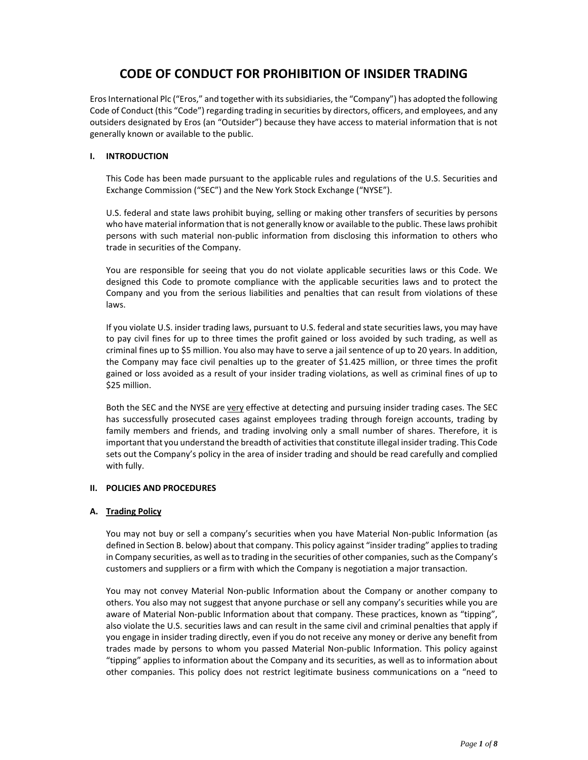# CODE OF CONDUCT FOR PROHIBITION OF INSIDER TRADING

Eros International Plc ("Eros," and together with its subsidiaries, the "Company") has adopted the following Code of Conduct (this "Code") regarding trading in securities by directors, officers, and employees, and any outsiders designated by Eros (an "Outsider") because they have access to material information that is not generally known or available to the public.

## I. INTRODUCTION

This Code has been made pursuant to the applicable rules and regulations of the U.S. Securities and Exchange Commission ("SEC") and the New York Stock Exchange ("NYSE").

U.S. federal and state laws prohibit buying, selling or making other transfers of securities by persons who have material information that is not generally know or available to the public. These laws prohibit persons with such material non-public information from disclosing this information to others who trade in securities of the Company.

You are responsible for seeing that you do not violate applicable securities laws or this Code. We designed this Code to promote compliance with the applicable securities laws and to protect the Company and you from the serious liabilities and penalties that can result from violations of these laws.

If you violate U.S. insider trading laws, pursuant to U.S. federal and state securities laws, you may have to pay civil fines for up to three times the profit gained or loss avoided by such trading, as well as criminal fines up to $5 million. You also may have to serve a jail sentence of up to 20 years. In addition, the Company may face civil penalties up to the greater of $1.425 million, or three times the profit gained or loss avoided as a result of your insider trading violations, as well as criminal fines of up to $25 million.

Both the SEC and the NYSE are <u>very</u> effective at detecting and pursuing insider trading cases. The SEC has successfully prosecuted cases against employees trading through foreign accounts, trading by family members and friends, and trading involving only a small number of shares. Therefore, it is important that you understand the breadth of activities that constitute illegal insider trading. This Code sets out the Company's policy in the area of insider trading and should be read carefully and complied with fully.

## II. POLICIES AND PROCEDURES

### A. <u>Trading Policy</u>

You may not buy or sell a company's securities when you have Material Non-public Information (as defined in Section B. below) about that company. This policy against "insider trading" applies to trading in Company securities, as well as to trading in the securities of other companies, such as the Company's customers and suppliers or a firm with which the Company is negotiation a major transaction.

You may not convey Material Non-public Information about the Company or another company to others. You also may not suggest that anyone purchase or sell any company's securities while you are aware of Material Non-public Information about that company. These practices, known as "tipping", also violate the U.S. securities laws and can result in the same civil and criminal penalties that apply if you engage in insider trading directly, even if you do not receive any money or derive any benefit from trades made by persons to whom you passed Material Non-public Information. This policy against "tipping" applies to information about the Company and its securities, as well as to information about other companies. This policy does not restrict legitimate business communications on a "need to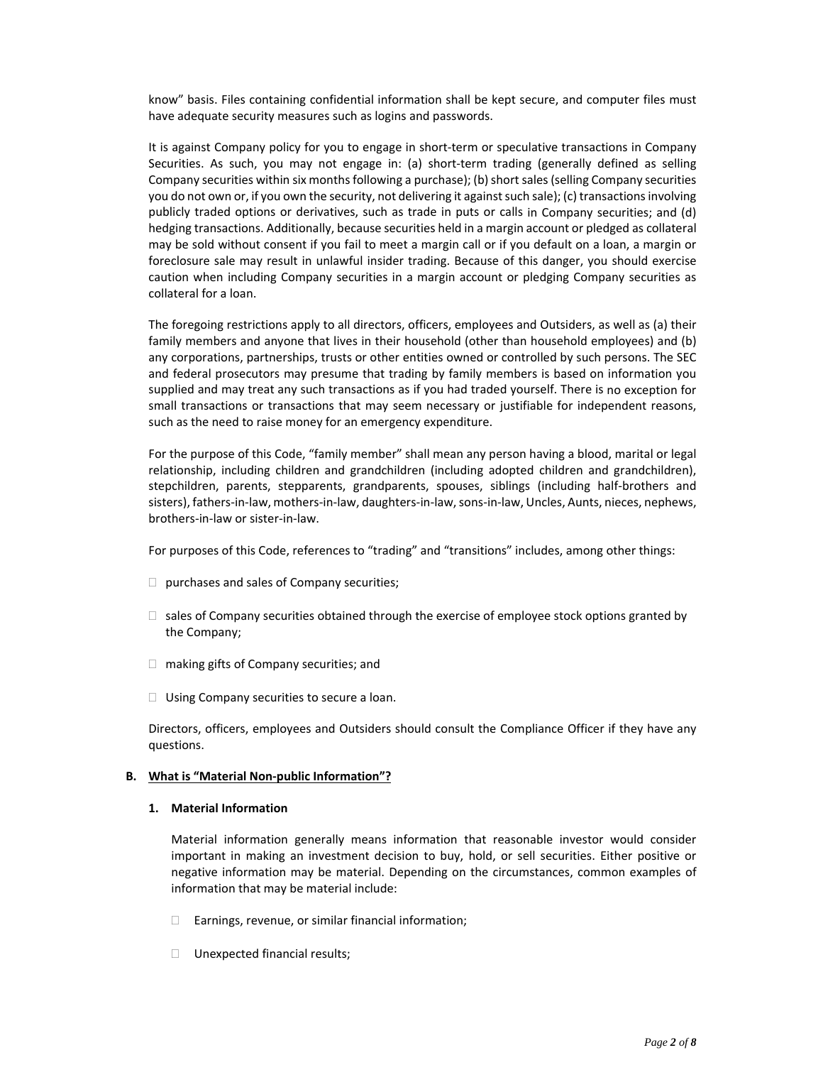know" basis. Files containing confidential information shall be kept secure, and computer files must have adequate security measures such as logins and passwords.

It is against Company policy for you to engage in short-term or speculative transactions in Company Securities. As such, you may not engage in: (a) short-term trading (generally defined as selling Company securities within six months following a purchase); (b) short sales (selling Company securities you do not own or, if you own the security, not delivering it against such sale); (c) transactions involving publicly traded options or derivatives, such as trade in puts or calls in Company securities; and (d) hedging transactions. Additionally, because securities held in a margin account or pledged as collateral may be sold without consent if you fail to meet a margin call or if you default on a loan, a margin or foreclosure sale may result in unlawful insider trading. Because of this danger, you should exercise caution when including Company securities in a margin account or pledging Company securities as collateral for a loan.

The foregoing restrictions apply to all directors, officers, employees and Outsiders, as well as (a) their family members and anyone that lives in their household (other than household employees) and (b) any corporations, partnerships, trusts or other entities owned or controlled by such persons. The SEC and federal prosecutors may presume that trading by family members is based on information you supplied and may treat any such transactions as if you had traded yourself. There is no exception for small transactions or transactions that may seem necessary or justifiable for independent reasons, such as the need to raise money for an emergency expenditure.

For the purpose of this Code, "family member" shall mean any person having a blood, marital or legal relationship, including children and grandchildren (including adopted children and grandchildren), stepchildren, parents, stepparents, grandparents, spouses, siblings (including half-brothers and sisters), fathers-in-law, mothers-in-law, daughters-in-law, sons-in-law, Uncles, Aunts, nieces, nephews, brothers-in-law or sister-in-law.

For purposes of this Code, references to "trading" and "transitions" includes, among other things:

- purchases and sales of Company securities;
- sales of Company securities obtained through the exercise of employee stock options granted by the Company;
- making gifts of Company securities; and
- Using Company securities to secure a loan.

Directors, officers, employees and Outsiders should consult the Compliance Officer if they have any questions.

**B. <u>What is "Material Non-public Information"?</u>**

**1. Material Information**

Material information generally means information that reasonable investor would consider important in making an investment decision to buy, hold, or sell securities. Either positive or negative information may be material. Depending on the circumstances, common examples of information that may be material include:

- Earnings, revenue, or similar financial information;
- Unexpected financial results;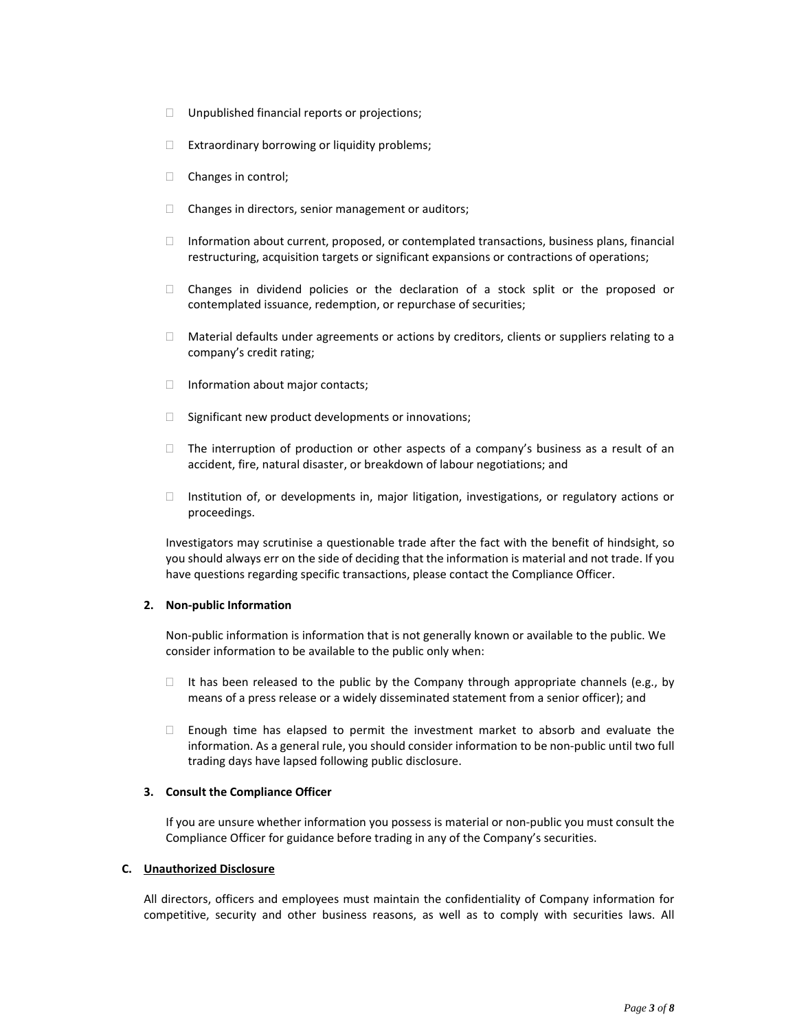- Unpublished financial reports or projections;
- Extraordinary borrowing or liquidity problems;
- Changes in control;
- Changes in directors, senior management or auditors;
- Information about current, proposed, or contemplated transactions, business plans, financial restructuring, acquisition targets or significant expansions or contractions of operations;
- Changes in dividend policies or the declaration of a stock split or the proposed or contemplated issuance, redemption, or repurchase of securities;
- Material defaults under agreements or actions by creditors, clients or suppliers relating to a company's credit rating;
- Information about major contacts;
- Significant new product developments or innovations;
- The interruption of production or other aspects of a company's business as a result of an accident, fire, natural disaster, or breakdown of labour negotiations; and
- Institution of, or developments in, major litigation, investigations, or regulatory actions or proceedings.

Investigators may scrutinise a questionable trade after the fact with the benefit of hindsight, so you should always err on the side of deciding that the information is material and not trade. If you have questions regarding specific transactions, please contact the Compliance Officer.

**2. Non-public Information**

Non-public information is information that is not generally known or available to the public. We consider information to be available to the public only when:

- It has been released to the public by the Company through appropriate channels (e.g., by means of a press release or a widely disseminated statement from a senior officer); and
- Enough time has elapsed to permit the investment market to absorb and evaluate the information. As a general rule, you should consider information to be non-public until two full trading days have lapsed following public disclosure.

**3. Consult the Compliance Officer**

If you are unsure whether information you possess is material or non-public you must consult the Compliance Officer for guidance before trading in any of the Company's securities.

**C. <u>Unauthorized Disclosure</u>**

All directors, officers and employees must maintain the confidentiality of Company information for competitive, security and other business reasons, as well as to comply with securities laws. All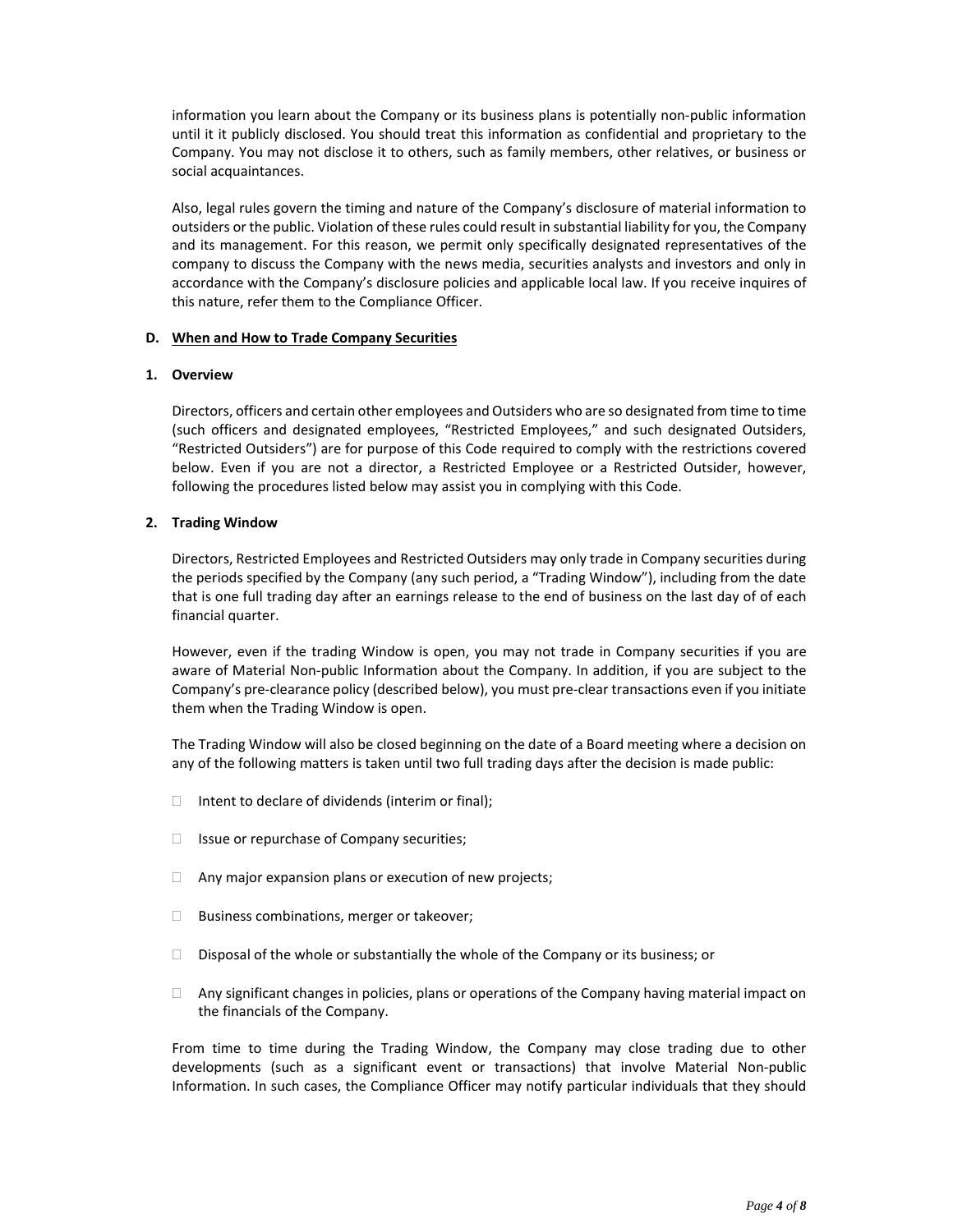information you learn about the Company or its business plans is potentially non-public information until it it publicly disclosed. You should treat this information as confidential and proprietary to the Company. You may not disclose it to others, such as family members, other relatives, or business or social acquaintances.

Also, legal rules govern the timing and nature of the Company's disclosure of material information to outsiders or the public. Violation of these rules could result in substantial liability for you, the Company and its management. For this reason, we permit only specifically designated representatives of the company to discuss the Company with the news media, securities analysts and investors and only in accordance with the Company's disclosure policies and applicable local law. If you receive inquires of this nature, refer them to the Compliance Officer.

**D. <u>When and How to Trade Company Securities</u>**

**1. Overview**

Directors, officers and certain other employees and Outsiders who are so designated from time to time (such officers and designated employees, "Restricted Employees," and such designated Outsiders, "Restricted Outsiders") are for purpose of this Code required to comply with the restrictions covered below. Even if you are not a director, a Restricted Employee or a Restricted Outsider, however, following the procedures listed below may assist you in complying with this Code.

**2. Trading Window**

Directors, Restricted Employees and Restricted Outsiders may only trade in Company securities during the periods specified by the Company (any such period, a "Trading Window"), including from the date that is one full trading day after an earnings release to the end of business on the last day of of each financial quarter.

However, even if the trading Window is open, you may not trade in Company securities if you are aware of Material Non-public Information about the Company. In addition, if you are subject to the Company's pre-clearance policy (described below), you must pre-clear transactions even if you initiate them when the Trading Window is open.

The Trading Window will also be closed beginning on the date of a Board meeting where a decision on any of the following matters is taken until two full trading days after the decision is made public:

- Intent to declare of dividends (interim or final);
- Issue or repurchase of Company securities;
- Any major expansion plans or execution of new projects;
- Business combinations, merger or takeover;
- Disposal of the whole or substantially the whole of the Company or its business; or
- Any significant changes in policies, plans or operations of the Company having material impact on the financials of the Company.

From time to time during the Trading Window, the Company may close trading due to other developments (such as a significant event or transactions) that involve Material Non-public Information. In such cases, the Compliance Officer may notify particular individuals that they should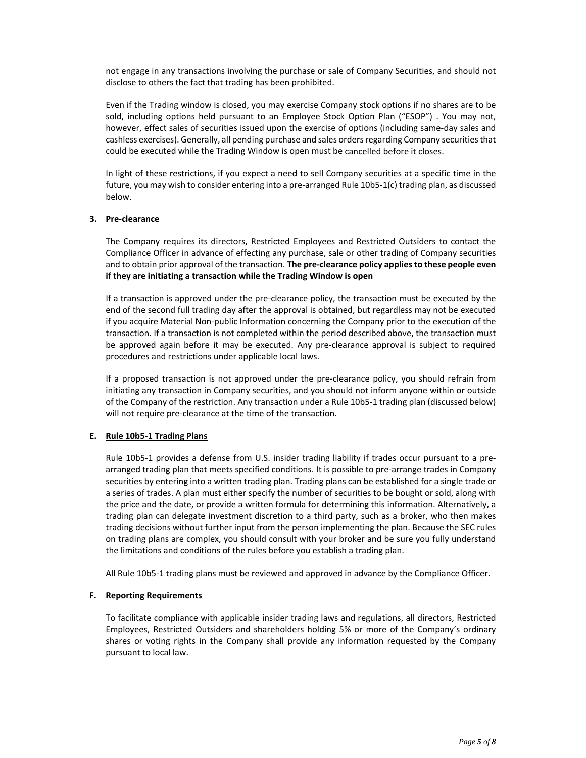not engage in any transactions involving the purchase or sale of Company Securities, and should not disclose to others the fact that trading has been prohibited.

Even if the Trading window is closed, you may exercise Company stock options if no shares are to be sold, including options held pursuant to an Employee Stock Option Plan ("ESOP") . You may not, however, effect sales of securities issued upon the exercise of options (including same-day sales and cashless exercises). Generally, all pending purchase and sales orders regarding Company securities that could be executed while the Trading Window is open must be cancelled before it closes.

In light of these restrictions, if you expect a need to sell Company securities at a specific time in the future, you may wish to consider entering into a pre-arranged Rule 10b5-1(c) trading plan, as discussed below.

**3. Pre-clearance**

The Company requires its directors, Restricted Employees and Restricted Outsiders to contact the Compliance Officer in advance of effecting any purchase, sale or other trading of Company securities and to obtain prior approval of the transaction. **The pre-clearance policy applies to these people even if they are initiating a transaction while the Trading Window is open**

If a transaction is approved under the pre-clearance policy, the transaction must be executed by the end of the second full trading day after the approval is obtained, but regardless may not be executed if you acquire Material Non-public Information concerning the Company prior to the execution of the transaction. If a transaction is not completed within the period described above, the transaction must be approved again before it may be executed. Any pre-clearance approval is subject to required procedures and restrictions under applicable local laws.

If a proposed transaction is not approved under the pre-clearance policy, you should refrain from initiating any transaction in Company securities, and you should not inform anyone within or outside of the Company of the restriction. Any transaction under a Rule 10b5-1 trading plan (discussed below) will not require pre-clearance at the time of the transaction.

**E. Rule 10b5-1 Trading Plans**

Rule 10b5-1 provides a defense from U.S. insider trading liability if trades occur pursuant to a pre-arranged trading plan that meets specified conditions. It is possible to pre-arrange trades in Company securities by entering into a written trading plan. Trading plans can be established for a single trade or a series of trades. A plan must either specify the number of securities to be bought or sold, along with the price and the date, or provide a written formula for determining this information. Alternatively, a trading plan can delegate investment discretion to a third party, such as a broker, who then makes trading decisions without further input from the person implementing the plan. Because the SEC rules on trading plans are complex, you should consult with your broker and be sure you fully understand the limitations and conditions of the rules before you establish a trading plan.

All Rule 10b5-1 trading plans must be reviewed and approved in advance by the Compliance Officer.

**F. Reporting Requirements**

To facilitate compliance with applicable insider trading laws and regulations, all directors, Restricted Employees, Restricted Outsiders and shareholders holding 5% or more of the Company's ordinary shares or voting rights in the Company shall provide any information requested by the Company pursuant to local law.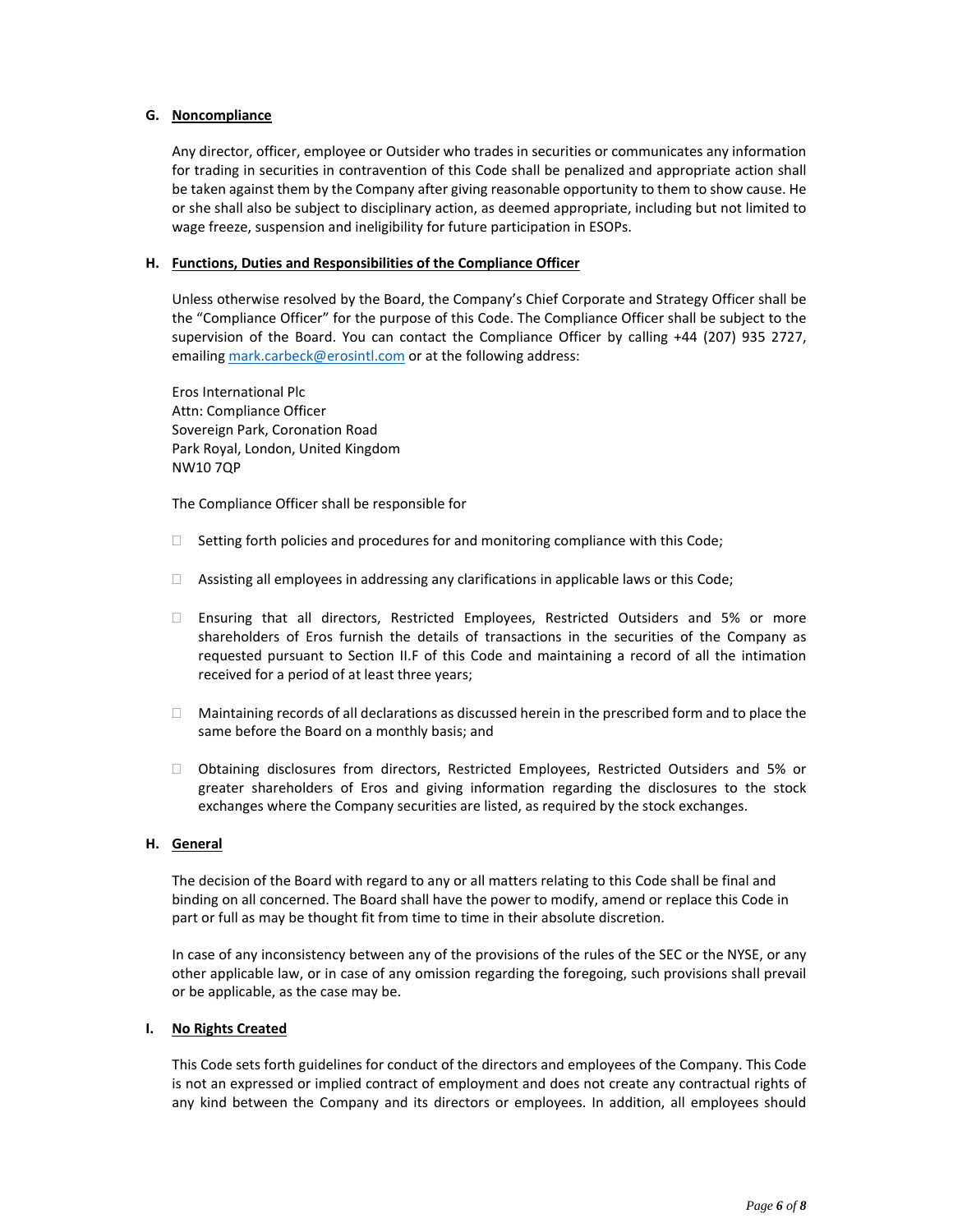### G. Noncompliance

Any director, officer, employee or Outsider who trades in securities or communicates any information for trading in securities in contravention of this Code shall be penalized and appropriate action shall be taken against them by the Company after giving reasonable opportunity to them to show cause. He or she shall also be subject to disciplinary action, as deemed appropriate, including but not limited to wage freeze, suspension and ineligibility for future participation in ESOPs.

### H. Functions, Duties and Responsibilities of the Compliance Officer

Unless otherwise resolved by the Board, the Company's Chief Corporate and Strategy Officer shall be the "Compliance Officer" for the purpose of this Code. The Compliance Officer shall be subject to the supervision of the Board. You can contact the Compliance Officer by calling +44 (207) 935 2727, emailing mark.carbeck@erosintl.com or at the following address:

Eros International Plc
Attn: Compliance Officer
Sovereign Park, Coronation Road
Park Royal, London, United Kingdom
NW10 7QP

The Compliance Officer shall be responsible for

- Setting forth policies and procedures for and monitoring compliance with this Code;
- Assisting all employees in addressing any clarifications in applicable laws or this Code;
- Ensuring that all directors, Restricted Employees, Restricted Outsiders and 5% or more shareholders of Eros furnish the details of transactions in the securities of the Company as requested pursuant to Section II.F of this Code and maintaining a record of all the intimation received for a period of at least three years;
- Maintaining records of all declarations as discussed herein in the prescribed form and to place the same before the Board on a monthly basis; and
- Obtaining disclosures from directors, Restricted Employees, Restricted Outsiders and 5% or greater shareholders of Eros and giving information regarding the disclosures to the stock exchanges where the Company securities are listed, as required by the stock exchanges.

### H. General

The decision of the Board with regard to any or all matters relating to this Code shall be final and binding on all concerned. The Board shall have the power to modify, amend or replace this Code in part or full as may be thought fit from time to time in their absolute discretion.

In case of any inconsistency between any of the provisions of the rules of the SEC or the NYSE, or any other applicable law, or in case of any omission regarding the foregoing, such provisions shall prevail or be applicable, as the case may be.

### I. No Rights Created

This Code sets forth guidelines for conduct of the directors and employees of the Company. This Code is not an expressed or implied contract of employment and does not create any contractual rights of any kind between the Company and its directors or employees. In addition, all employees should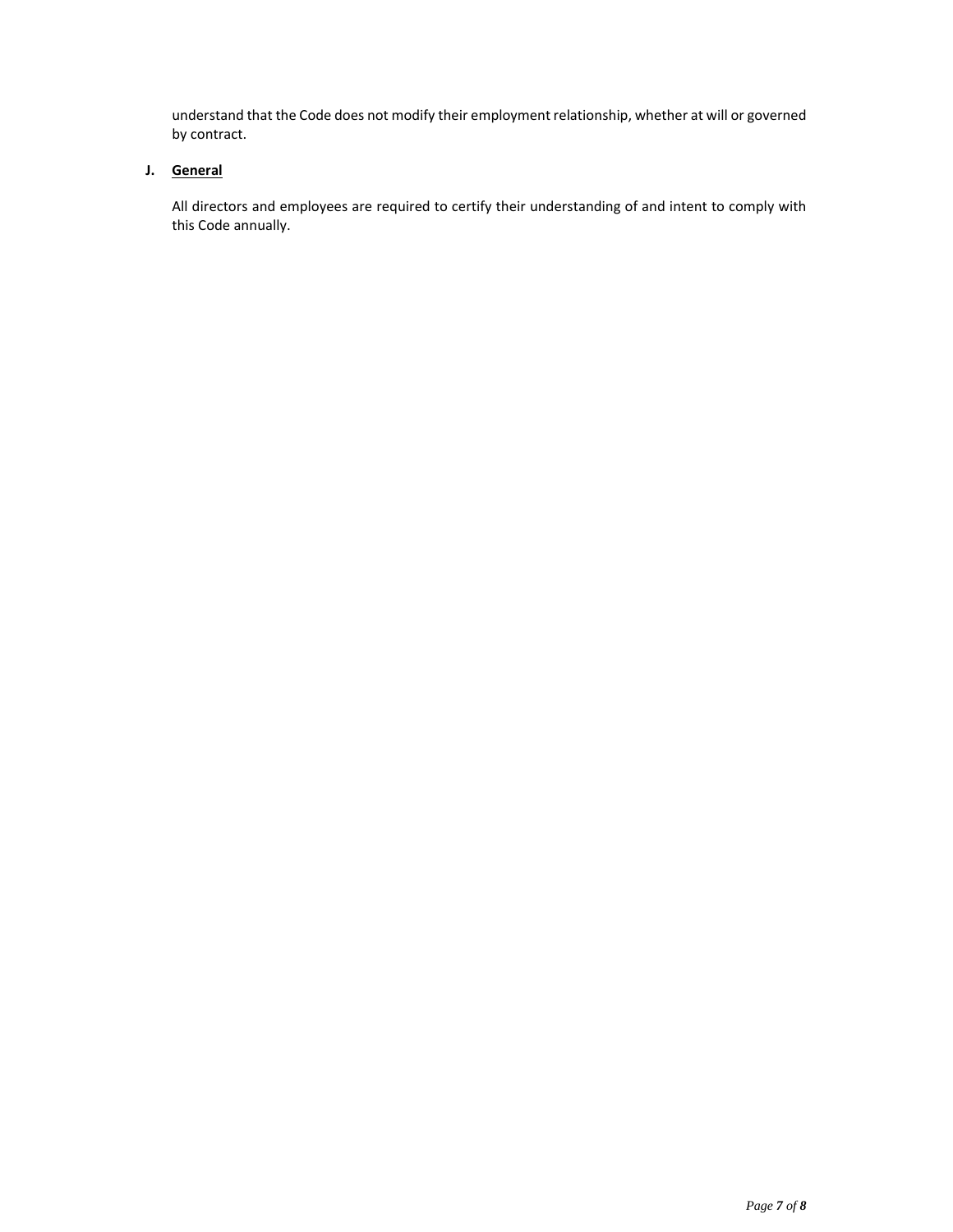understand that the Code does not modify their employment relationship, whether at will or governed by contract.

**J. General**

All directors and employees are required to certify their understanding of and intent to comply with this Code annually.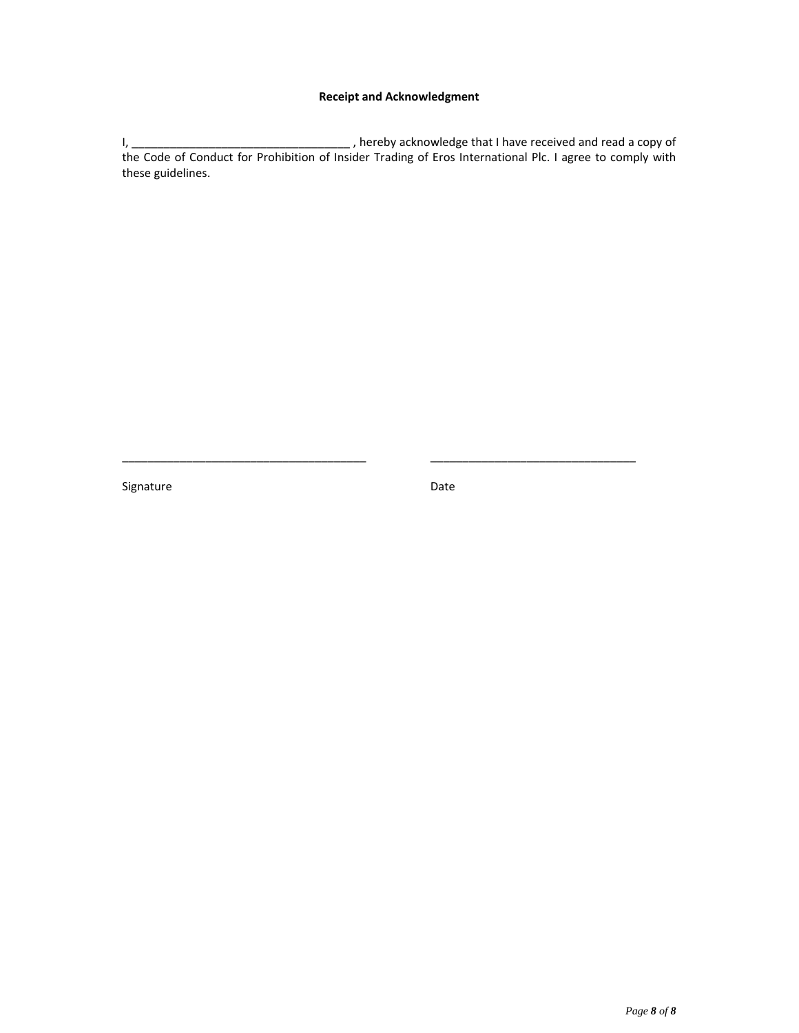**Receipt and Acknowledgment**

I, ___________________________________ , hereby acknowledge that I have received and read a copy of the Code of Conduct for Prohibition of Insider Trading of Eros International Plc. I agree to comply with these guidelines.

_______________________________________ _________________________________

Signature Date